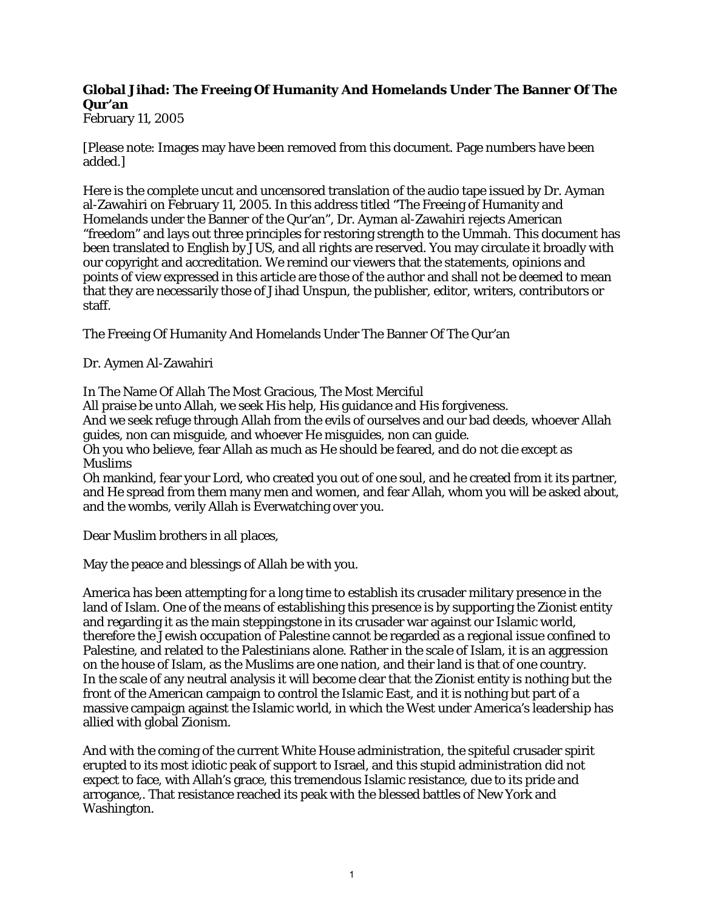**Global Jihad: The Freeing Of Humanity And Homelands Under The Banner Of The Qur'an**
February 11, 2005

[Please note: Images may have been removed from this document. Page numbers have been added.]

Here is the complete uncut and uncensored translation of the audio tape issued by Dr. Ayman al-Zawahiri on February 11, 2005. In this address titled "The Freeing of Humanity and Homelands under the Banner of the Qur'an", Dr. Ayman al-Zawahiri rejects American "freedom" and lays out three principles for restoring strength to the Ummah. This document has been translated to English by JUS, and all rights are reserved. You may circulate it broadly with our copyright and accreditation. We remind our viewers that the statements, opinions and points of view expressed in this article are those of the author and shall not be deemed to mean that they are necessarily those of Jihad Unspun, the publisher, editor, writers, contributors or staff.

The Freeing Of Humanity And Homelands Under The Banner Of The Qur'an

Dr. Aymen Al-Zawahiri

In The Name Of Allah The Most Gracious, The Most Merciful
All praise be unto Allah, we seek His help, His guidance and His forgiveness.
And we seek refuge through Allah from the evils of ourselves and our bad deeds, whoever Allah guides, non can misguide, and whoever He misguides, non can guide.
Oh you who believe, fear Allah as much as He should be feared, and do not die except as Muslims
Oh mankind, fear your Lord, who created you out of one soul, and he created from it its partner, and He spread from them many men and women, and fear Allah, whom you will be asked about, and the wombs, verily Allah is Everwatching over you.

Dear Muslim brothers in all places,

May the peace and blessings of Allah be with you.

America has been attempting for a long time to establish its crusader military presence in the land of Islam. One of the means of establishing this presence is by supporting the Zionist entity and regarding it as the main steppingstone in its crusader war against our Islamic world, therefore the Jewish occupation of Palestine cannot be regarded as a regional issue confined to Palestine, and related to the Palestinians alone. Rather in the scale of Islam, it is an aggression on the house of Islam, as the Muslims are one nation, and their land is that of one country.
In the scale of any neutral analysis it will become clear that the Zionist entity is nothing but the front of the American campaign to control the Islamic East, and it is nothing but part of a massive campaign against the Islamic world, in which the West under America's leadership has allied with global Zionism.

And with the coming of the current White House administration, the spiteful crusader spirit erupted to its most idiotic peak of support to Israel, and this stupid administration did not expect to face, with Allah's grace, this tremendous Islamic resistance, due to its pride and arrogance,. That resistance reached its peak with the blessed battles of New York and Washington.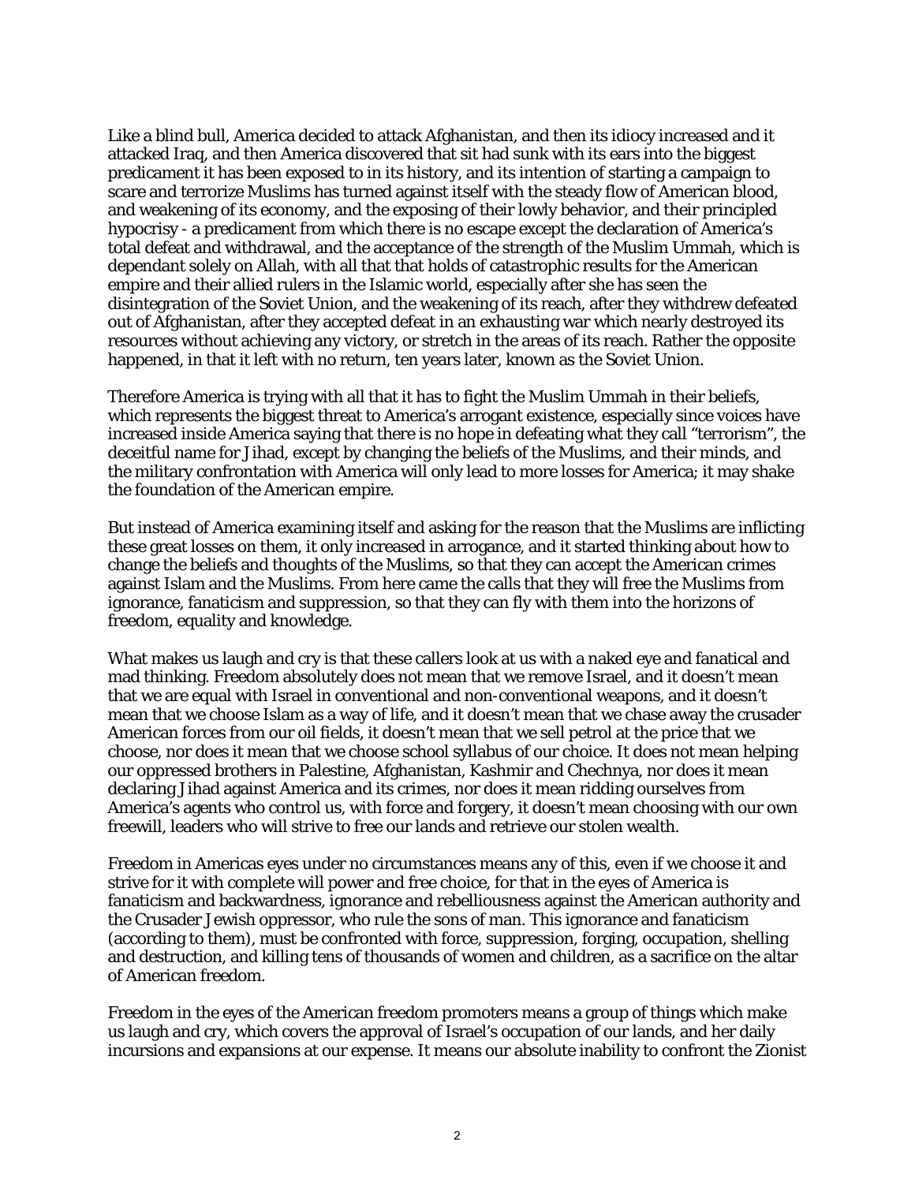Like a blind bull, America decided to attack Afghanistan, and then its idiocy increased and it attacked Iraq, and then America discovered that sit had sunk with its ears into the biggest predicament it has been exposed to in its history, and its intention of starting a campaign to scare and terrorize Muslims has turned against itself with the steady flow of American blood, and weakening of its economy, and the exposing of their lowly behavior, and their principled hypocrisy - a predicament from which there is no escape except the declaration of America's total defeat and withdrawal, and the acceptance of the strength of the Muslim Ummah, which is dependant solely on Allah, with all that that holds of catastrophic results for the American empire and their allied rulers in the Islamic world, especially after she has seen the disintegration of the Soviet Union, and the weakening of its reach, after they withdrew defeated out of Afghanistan, after they accepted defeat in an exhausting war which nearly destroyed its resources without achieving any victory, or stretch in the areas of its reach. Rather the opposite happened, in that it left with no return, ten years later, known as the Soviet Union.

Therefore America is trying with all that it has to fight the Muslim Ummah in their beliefs, which represents the biggest threat to America's arrogant existence, especially since voices have increased inside America saying that there is no hope in defeating what they call "terrorism", the deceitful name for Jihad, except by changing the beliefs of the Muslims, and their minds, and the military confrontation with America will only lead to more losses for America; it may shake the foundation of the American empire.

But instead of America examining itself and asking for the reason that the Muslims are inflicting these great losses on them, it only increased in arrogance, and it started thinking about how to change the beliefs and thoughts of the Muslims, so that they can accept the American crimes against Islam and the Muslims. From here came the calls that they will free the Muslims from ignorance, fanaticism and suppression, so that they can fly with them into the horizons of freedom, equality and knowledge.

What makes us laugh and cry is that these callers look at us with a naked eye and fanatical and mad thinking. Freedom absolutely does not mean that we remove Israel, and it doesn't mean that we are equal with Israel in conventional and non-conventional weapons, and it doesn't mean that we choose Islam as a way of life, and it doesn't mean that we chase away the crusader American forces from our oil fields, it doesn't mean that we sell petrol at the price that we choose, nor does it mean that we choose school syllabus of our choice. It does not mean helping our oppressed brothers in Palestine, Afghanistan, Kashmir and Chechnya, nor does it mean declaring Jihad against America and its crimes, nor does it mean ridding ourselves from America's agents who control us, with force and forgery, it doesn't mean choosing with our own freewill, leaders who will strive to free our lands and retrieve our stolen wealth.

Freedom in Americas eyes under no circumstances means any of this, even if we choose it and strive for it with complete will power and free choice, for that in the eyes of America is fanaticism and backwardness, ignorance and rebelliousness against the American authority and the Crusader Jewish oppressor, who rule the sons of man. This ignorance and fanaticism (according to them), must be confronted with force, suppression, forging, occupation, shelling and destruction, and killing tens of thousands of women and children, as a sacrifice on the altar of American freedom.

Freedom in the eyes of the American freedom promoters means a group of things which make us laugh and cry, which covers the approval of Israel's occupation of our lands, and her daily incursions and expansions at our expense. It means our absolute inability to confront the Zionist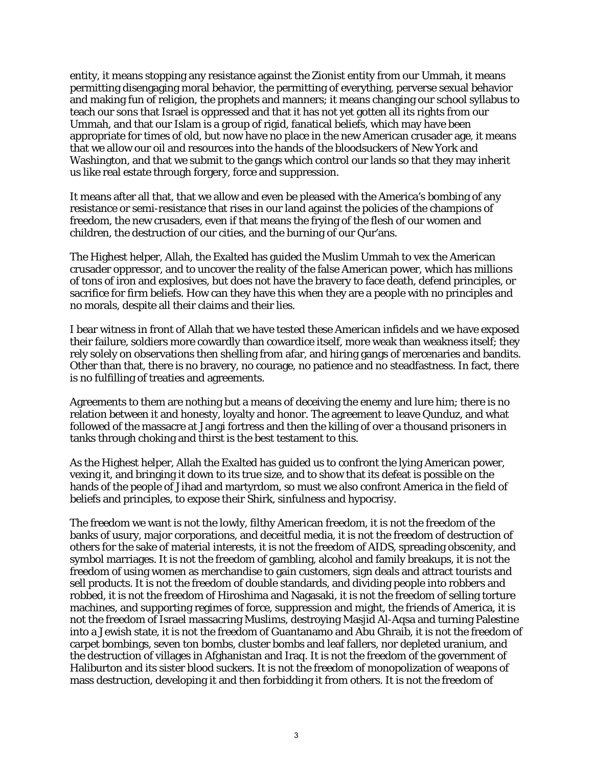entity, it means stopping any resistance against the Zionist entity from our Ummah, it means permitting disengaging moral behavior, the permitting of everything, perverse sexual behavior and making fun of religion, the prophets and manners; it means changing our school syllabus to teach our sons that Israel is oppressed and that it has not yet gotten all its rights from our Ummah, and that our Islam is a group of rigid, fanatical beliefs, which may have been appropriate for times of old, but now have no place in the new American crusader age, it means that we allow our oil and resources into the hands of the bloodsuckers of New York and Washington, and that we submit to the gangs which control our lands so that they may inherit us like real estate through forgery, force and suppression.

It means after all that, that we allow and even be pleased with the America's bombing of any resistance or semi-resistance that rises in our land against the policies of the champions of freedom, the new crusaders, even if that means the frying of the flesh of our women and children, the destruction of our cities, and the burning of our Qur'ans.

The Highest helper, Allah, the Exalted has guided the Muslim Ummah to vex the American crusader oppressor, and to uncover the reality of the false American power, which has millions of tons of iron and explosives, but does not have the bravery to face death, defend principles, or sacrifice for firm beliefs. How can they have this when they are a people with no principles and no morals, despite all their claims and their lies.

I bear witness in front of Allah that we have tested these American infidels and we have exposed their failure, soldiers more cowardly than cowardice itself, more weak than weakness itself; they rely solely on observations then shelling from afar, and hiring gangs of mercenaries and bandits. Other than that, there is no bravery, no courage, no patience and no steadfastness. In fact, there is no fulfilling of treaties and agreements.

Agreements to them are nothing but a means of deceiving the enemy and lure him; there is no relation between it and honesty, loyalty and honor. The agreement to leave Qunduz, and what followed of the massacre at Jangi fortress and then the killing of over a thousand prisoners in tanks through choking and thirst is the best testament to this.

As the Highest helper, Allah the Exalted has guided us to confront the lying American power, vexing it, and bringing it down to its true size, and to show that its defeat is possible on the hands of the people of Jihad and martyrdom, so must we also confront America in the field of beliefs and principles, to expose their Shirk, sinfulness and hypocrisy.

The freedom we want is not the lowly, filthy American freedom, it is not the freedom of the banks of usury, major corporations, and deceitful media, it is not the freedom of destruction of others for the sake of material interests, it is not the freedom of AIDS, spreading obscenity, and symbol marriages. It is not the freedom of gambling, alcohol and family breakups, it is not the freedom of using women as merchandise to gain customers, sign deals and attract tourists and sell products. It is not the freedom of double standards, and dividing people into robbers and robbed, it is not the freedom of Hiroshima and Nagasaki, it is not the freedom of selling torture machines, and supporting regimes of force, suppression and might, the friends of America, it is not the freedom of Israel massacring Muslims, destroying Masjid Al-Aqsa and turning Palestine into a Jewish state, it is not the freedom of Guantanamo and Abu Ghraib, it is not the freedom of carpet bombings, seven ton bombs, cluster bombs and leaf fallers, nor depleted uranium, and the destruction of villages in Afghanistan and Iraq. It is not the freedom of the government of Haliburton and its sister blood suckers. It is not the freedom of monopolization of weapons of mass destruction, developing it and then forbidding it from others. It is not the freedom of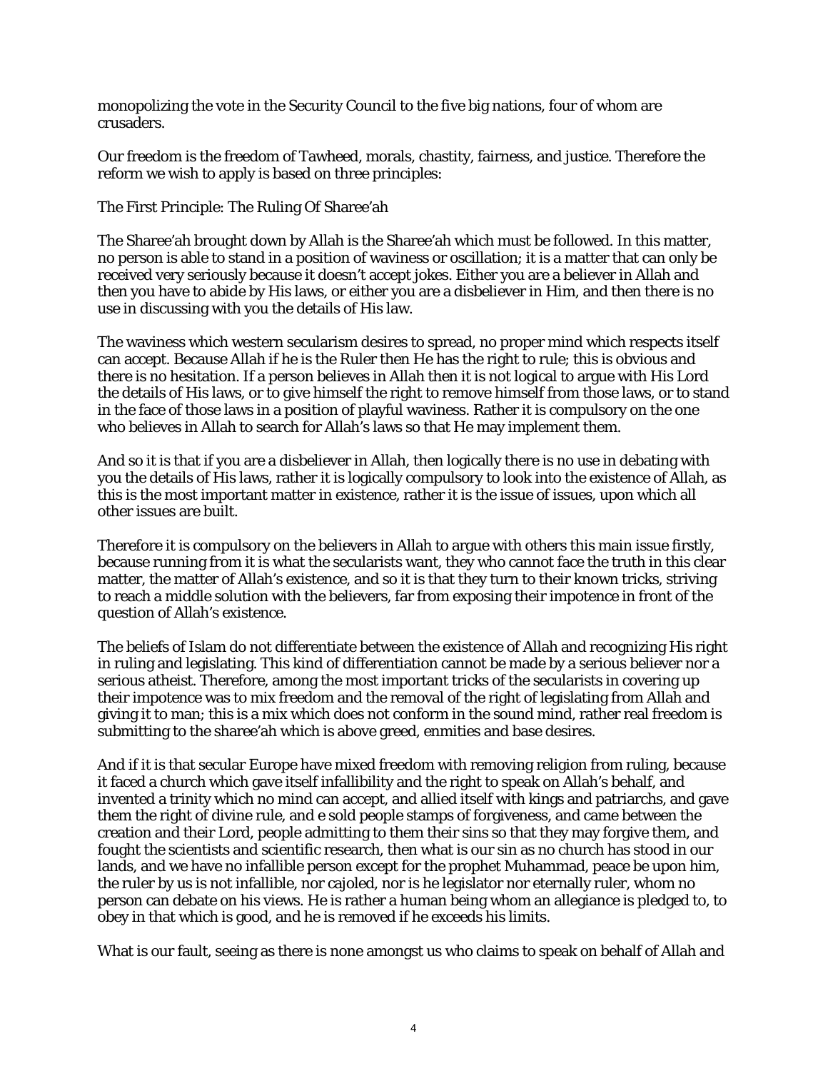monopolizing the vote in the Security Council to the five big nations, four of whom are crusaders.

Our freedom is the freedom of Tawheed, morals, chastity, fairness, and justice. Therefore the reform we wish to apply is based on three principles:

The First Principle: The Ruling Of Sharee'ah

The Sharee'ah brought down by Allah is the Sharee'ah which must be followed. In this matter, no person is able to stand in a position of waviness or oscillation; it is a matter that can only be received very seriously because it doesn't accept jokes. Either you are a believer in Allah and then you have to abide by His laws, or either you are a disbeliever in Him, and then there is no use in discussing with you the details of His law.

The waviness which western secularism desires to spread, no proper mind which respects itself can accept. Because Allah if he is the Ruler then He has the right to rule; this is obvious and there is no hesitation. If a person believes in Allah then it is not logical to argue with His Lord the details of His laws, or to give himself the right to remove himself from those laws, or to stand in the face of those laws in a position of playful waviness. Rather it is compulsory on the one who believes in Allah to search for Allah's laws so that He may implement them.

And so it is that if you are a disbeliever in Allah, then logically there is no use in debating with you the details of His laws, rather it is logically compulsory to look into the existence of Allah, as this is the most important matter in existence, rather it is the issue of issues, upon which all other issues are built.

Therefore it is compulsory on the believers in Allah to argue with others this main issue firstly, because running from it is what the secularists want, they who cannot face the truth in this clear matter, the matter of Allah's existence, and so it is that they turn to their known tricks, striving to reach a middle solution with the believers, far from exposing their impotence in front of the question of Allah's existence.

The beliefs of Islam do not differentiate between the existence of Allah and recognizing His right in ruling and legislating. This kind of differentiation cannot be made by a serious believer nor a serious atheist. Therefore, among the most important tricks of the secularists in covering up their impotence was to mix freedom and the removal of the right of legislating from Allah and giving it to man; this is a mix which does not conform in the sound mind, rather real freedom is submitting to the sharee'ah which is above greed, enmities and base desires.

And if it is that secular Europe have mixed freedom with removing religion from ruling, because it faced a church which gave itself infallibility and the right to speak on Allah's behalf, and invented a trinity which no mind can accept, and allied itself with kings and patriarchs, and gave them the right of divine rule, and e sold people stamps of forgiveness, and came between the creation and their Lord, people admitting to them their sins so that they may forgive them, and fought the scientists and scientific research, then what is our sin as no church has stood in our lands, and we have no infallible person except for the prophet Muhammad, peace be upon him, the ruler by us is not infallible, nor cajoled, nor is he legislator nor eternally ruler, whom no person can debate on his views. He is rather a human being whom an allegiance is pledged to, to obey in that which is good, and he is removed if he exceeds his limits.

What is our fault, seeing as there is none amongst us who claims to speak on behalf of Allah and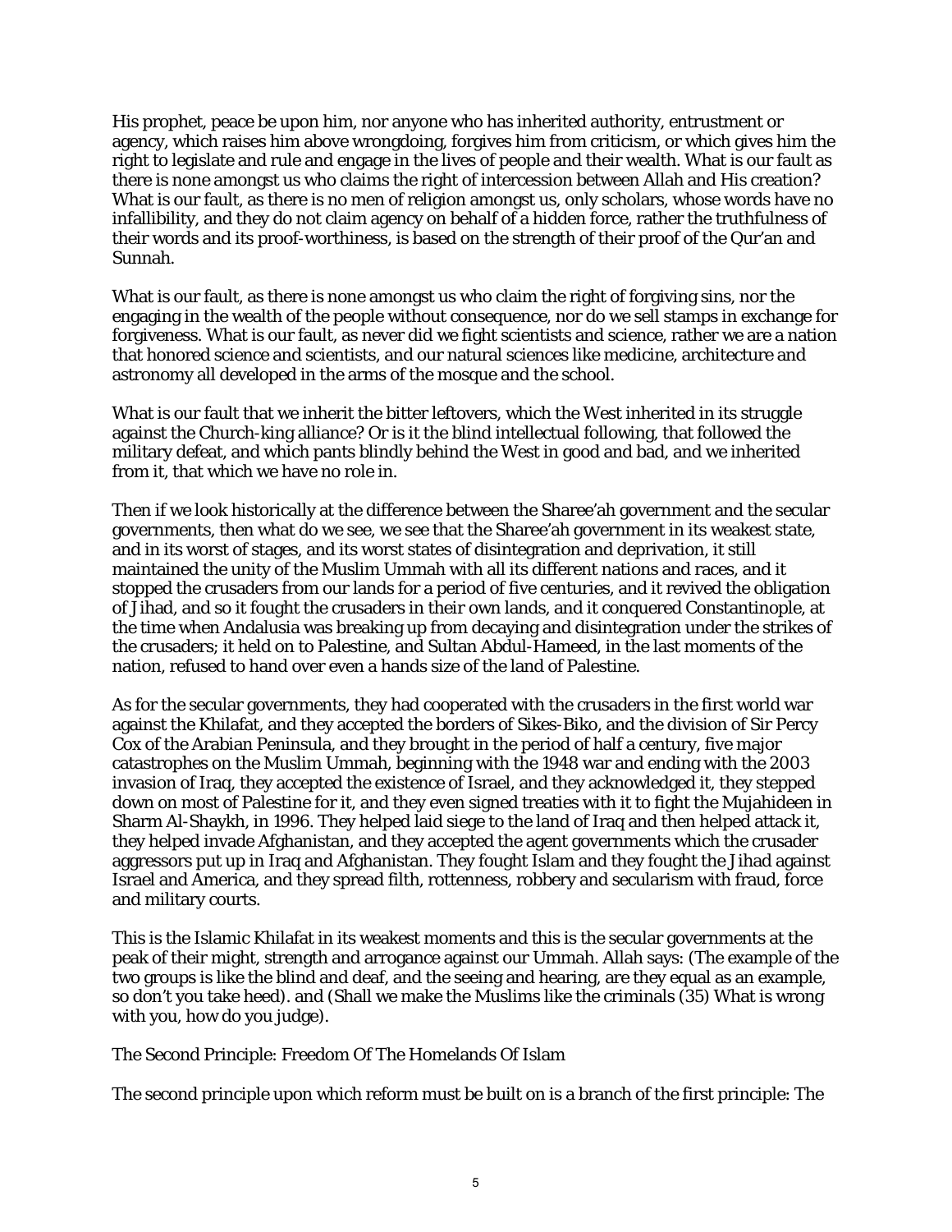His prophet, peace be upon him, nor anyone who has inherited authority, entrustment or agency, which raises him above wrongdoing, forgives him from criticism, or which gives him the right to legislate and rule and engage in the lives of people and their wealth. What is our fault as there is none amongst us who claims the right of intercession between Allah and His creation? What is our fault, as there is no men of religion amongst us, only scholars, whose words have no infallibility, and they do not claim agency on behalf of a hidden force, rather the truthfulness of their words and its proof-worthiness, is based on the strength of their proof of the Qur'an and Sunnah.

What is our fault, as there is none amongst us who claim the right of forgiving sins, nor the engaging in the wealth of the people without consequence, nor do we sell stamps in exchange for forgiveness. What is our fault, as never did we fight scientists and science, rather we are a nation that honored science and scientists, and our natural sciences like medicine, architecture and astronomy all developed in the arms of the mosque and the school.

What is our fault that we inherit the bitter leftovers, which the West inherited in its struggle against the Church-king alliance? Or is it the blind intellectual following, that followed the military defeat, and which pants blindly behind the West in good and bad, and we inherited from it, that which we have no role in.

Then if we look historically at the difference between the Sharee'ah government and the secular governments, then what do we see, we see that the Sharee'ah government in its weakest state, and in its worst of stages, and its worst states of disintegration and deprivation, it still maintained the unity of the Muslim Ummah with all its different nations and races, and it stopped the crusaders from our lands for a period of five centuries, and it revived the obligation of Jihad, and so it fought the crusaders in their own lands, and it conquered Constantinople, at the time when Andalusia was breaking up from decaying and disintegration under the strikes of the crusaders; it held on to Palestine, and Sultan Abdul-Hameed, in the last moments of the nation, refused to hand over even a hands size of the land of Palestine.

As for the secular governments, they had cooperated with the crusaders in the first world war against the Khilafat, and they accepted the borders of Sikes-Biko, and the division of Sir Percy Cox of the Arabian Peninsula, and they brought in the period of half a century, five major catastrophes on the Muslim Ummah, beginning with the 1948 war and ending with the 2003 invasion of Iraq, they accepted the existence of Israel, and they acknowledged it, they stepped down on most of Palestine for it, and they even signed treaties with it to fight the Mujahideen in Sharm Al-Shaykh, in 1996. They helped laid siege to the land of Iraq and then helped attack it, they helped invade Afghanistan, and they accepted the agent governments which the crusader aggressors put up in Iraq and Afghanistan. They fought Islam and they fought the Jihad against Israel and America, and they spread filth, rottenness, robbery and secularism with fraud, force and military courts.

This is the Islamic Khilafat in its weakest moments and this is the secular governments at the peak of their might, strength and arrogance against our Ummah. Allah says: (The example of the two groups is like the blind and deaf, and the seeing and hearing, are they equal as an example, so don't you take heed). and (Shall we make the Muslims like the criminals (35) What is wrong with you, how do you judge).

## The Second Principle: Freedom Of The Homelands Of Islam

The second principle upon which reform must be built on is a branch of the first principle: The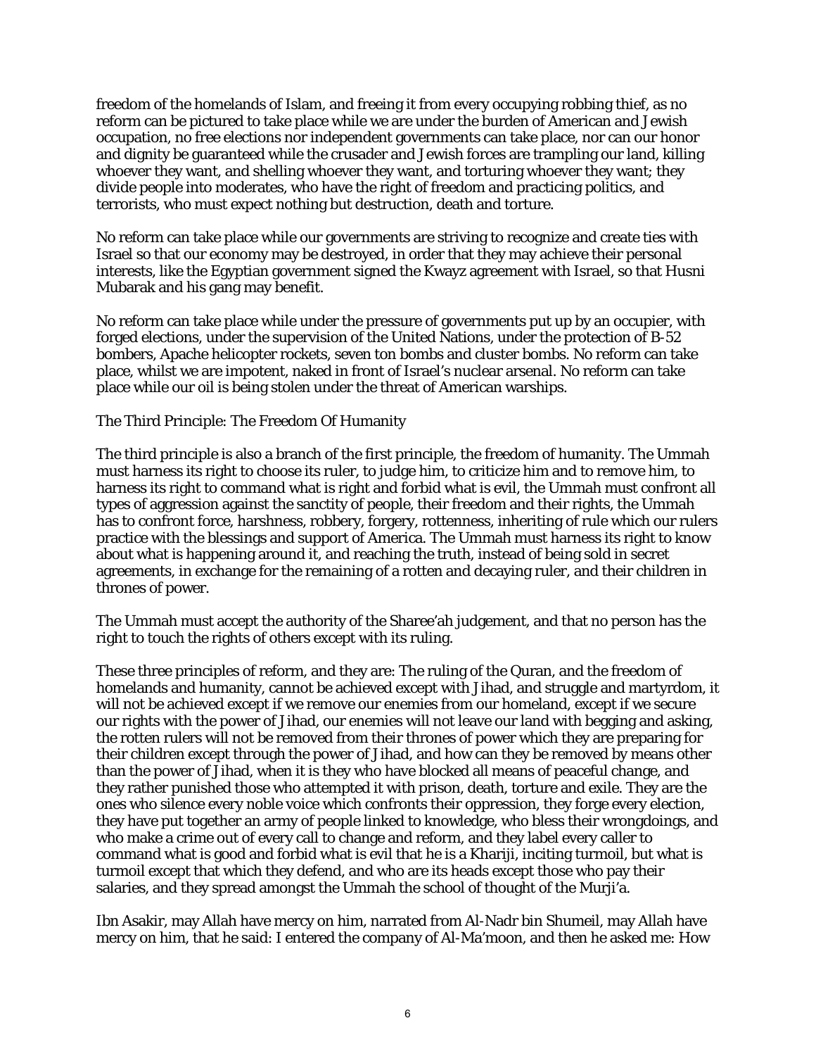freedom of the homelands of Islam, and freeing it from every occupying robbing thief, as no reform can be pictured to take place while we are under the burden of American and Jewish occupation, no free elections nor independent governments can take place, nor can our honor and dignity be guaranteed while the crusader and Jewish forces are trampling our land, killing whoever they want, and shelling whoever they want, and torturing whoever they want; they divide people into moderates, who have the right of freedom and practicing politics, and terrorists, who must expect nothing but destruction, death and torture.

No reform can take place while our governments are striving to recognize and create ties with Israel so that our economy may be destroyed, in order that they may achieve their personal interests, like the Egyptian government signed the Kwayz agreement with Israel, so that Husni Mubarak and his gang may benefit.

No reform can take place while under the pressure of governments put up by an occupier, with forged elections, under the supervision of the United Nations, under the protection of B-52 bombers, Apache helicopter rockets, seven ton bombs and cluster bombs. No reform can take place, whilst we are impotent, naked in front of Israel's nuclear arsenal. No reform can take place while our oil is being stolen under the threat of American warships.

## The Third Principle: The Freedom Of Humanity

The third principle is also a branch of the first principle, the freedom of humanity. The Ummah must harness its right to choose its ruler, to judge him, to criticize him and to remove him, to harness its right to command what is right and forbid what is evil, the Ummah must confront all types of aggression against the sanctity of people, their freedom and their rights, the Ummah has to confront force, harshness, robbery, forgery, rottenness, inheriting of rule which our rulers practice with the blessings and support of America. The Ummah must harness its right to know about what is happening around it, and reaching the truth, instead of being sold in secret agreements, in exchange for the remaining of a rotten and decaying ruler, and their children in thrones of power.

The Ummah must accept the authority of the Sharee'ah judgement, and that no person has the right to touch the rights of others except with its ruling.

These three principles of reform, and they are: The ruling of the Quran, and the freedom of homelands and humanity, cannot be achieved except with Jihad, and struggle and martyrdom, it will not be achieved except if we remove our enemies from our homeland, except if we secure our rights with the power of Jihad, our enemies will not leave our land with begging and asking, the rotten rulers will not be removed from their thrones of power which they are preparing for their children except through the power of Jihad, and how can they be removed by means other than the power of Jihad, when it is they who have blocked all means of peaceful change, and they rather punished those who attempted it with prison, death, torture and exile. They are the ones who silence every noble voice which confronts their oppression, they forge every election, they have put together an army of people linked to knowledge, who bless their wrongdoings, and who make a crime out of every call to change and reform, and they label every caller to command what is good and forbid what is evil that he is a Khariji, inciting turmoil, but what is turmoil except that which they defend, and who are its heads except those who pay their salaries, and they spread amongst the Ummah the school of thought of the Murji'a.

Ibn Asakir, may Allah have mercy on him, narrated from Al-Nadr bin Shumeil, may Allah have mercy on him, that he said: I entered the company of Al-Ma'moon, and then he asked me: How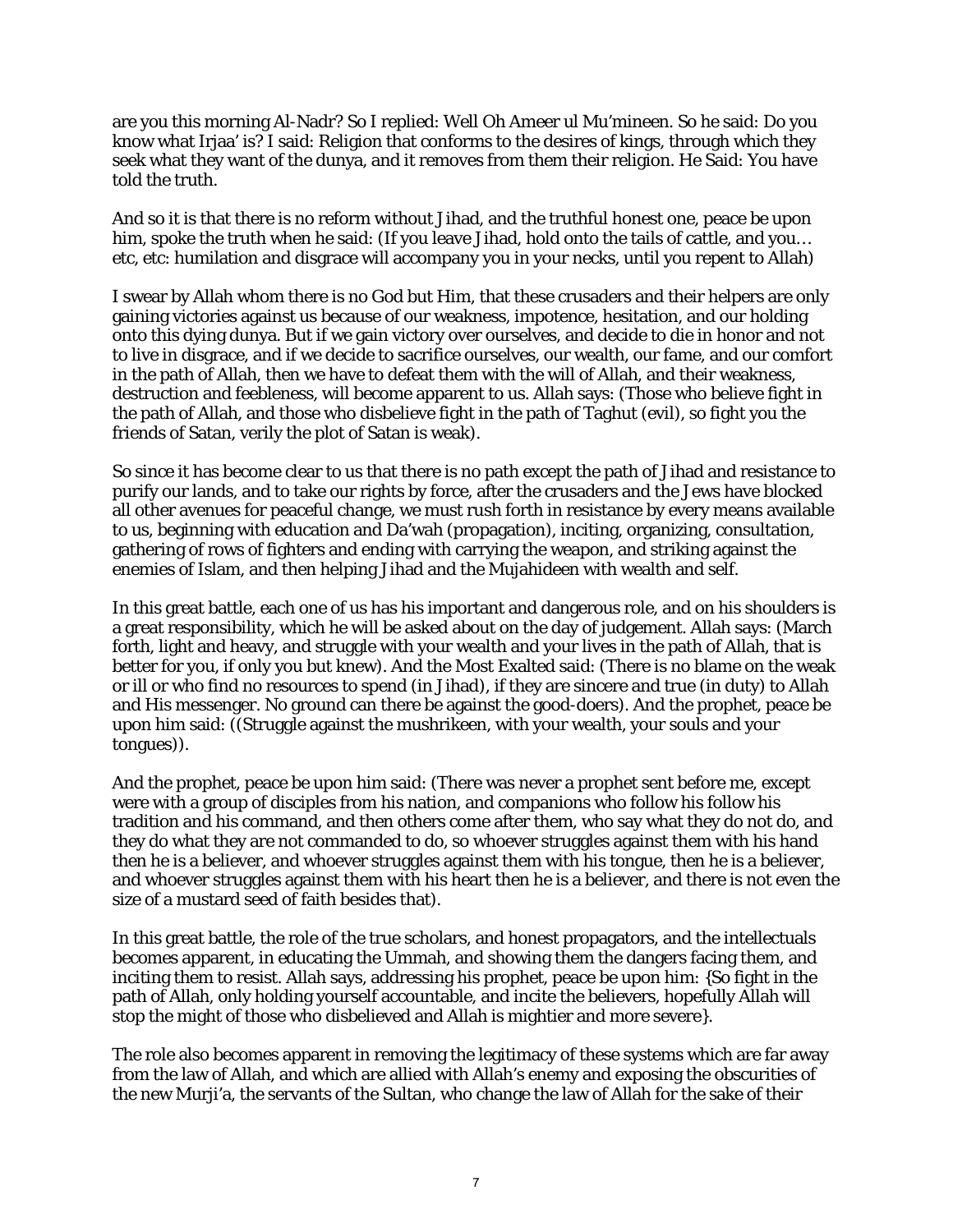are you this morning Al-Nadr? So I replied: Well Oh Ameer ul Mu'mineen. So he said: Do you know what Irjaa' is? I said: Religion that conforms to the desires of kings, through which they seek what they want of the dunya, and it removes from them their religion. He Said: You have told the truth.

And so it is that there is no reform without Jihad, and the truthful honest one, peace be upon him, spoke the truth when he said: (If you leave Jihad, hold onto the tails of cattle, and you… etc, etc: humilation and disgrace will accompany you in your necks, until you repent to Allah)

I swear by Allah whom there is no God but Him, that these crusaders and their helpers are only gaining victories against us because of our weakness, impotence, hesitation, and our holding onto this dying dunya. But if we gain victory over ourselves, and decide to die in honor and not to live in disgrace, and if we decide to sacrifice ourselves, our wealth, our fame, and our comfort in the path of Allah, then we have to defeat them with the will of Allah, and their weakness, destruction and feebleness, will become apparent to us. Allah says: (Those who believe fight in the path of Allah, and those who disbelieve fight in the path of Taghut (evil), so fight you the friends of Satan, verily the plot of Satan is weak).

So since it has become clear to us that there is no path except the path of Jihad and resistance to purify our lands, and to take our rights by force, after the crusaders and the Jews have blocked all other avenues for peaceful change, we must rush forth in resistance by every means available to us, beginning with education and Da'wah (propagation), inciting, organizing, consultation, gathering of rows of fighters and ending with carrying the weapon, and striking against the enemies of Islam, and then helping Jihad and the Mujahideen with wealth and self.

In this great battle, each one of us has his important and dangerous role, and on his shoulders is a great responsibility, which he will be asked about on the day of judgement. Allah says: (March forth, light and heavy, and struggle with your wealth and your lives in the path of Allah, that is better for you, if only you but knew). And the Most Exalted said: (There is no blame on the weak or ill or who find no resources to spend (in Jihad), if they are sincere and true (in duty) to Allah and His messenger. No ground can there be against the good-doers). And the prophet, peace be upon him said: ((Struggle against the mushrikeen, with your wealth, your souls and your tongues)).

And the prophet, peace be upon him said: (There was never a prophet sent before me, except were with a group of disciples from his nation, and companions who follow his follow his tradition and his command, and then others come after them, who say what they do not do, and they do what they are not commanded to do, so whoever struggles against them with his hand then he is a believer, and whoever struggles against them with his tongue, then he is a believer, and whoever struggles against them with his heart then he is a believer, and there is not even the size of a mustard seed of faith besides that).

In this great battle, the role of the true scholars, and honest propagators, and the intellectuals becomes apparent, in educating the Ummah, and showing them the dangers facing them, and inciting them to resist. Allah says, addressing his prophet, peace be upon him: {So fight in the path of Allah, only holding yourself accountable, and incite the believers, hopefully Allah will stop the might of those who disbelieved and Allah is mightier and more severe}.

The role also becomes apparent in removing the legitimacy of these systems which are far away from the law of Allah, and which are allied with Allah's enemy and exposing the obscurities of the new Murji'a, the servants of the Sultan, who change the law of Allah for the sake of their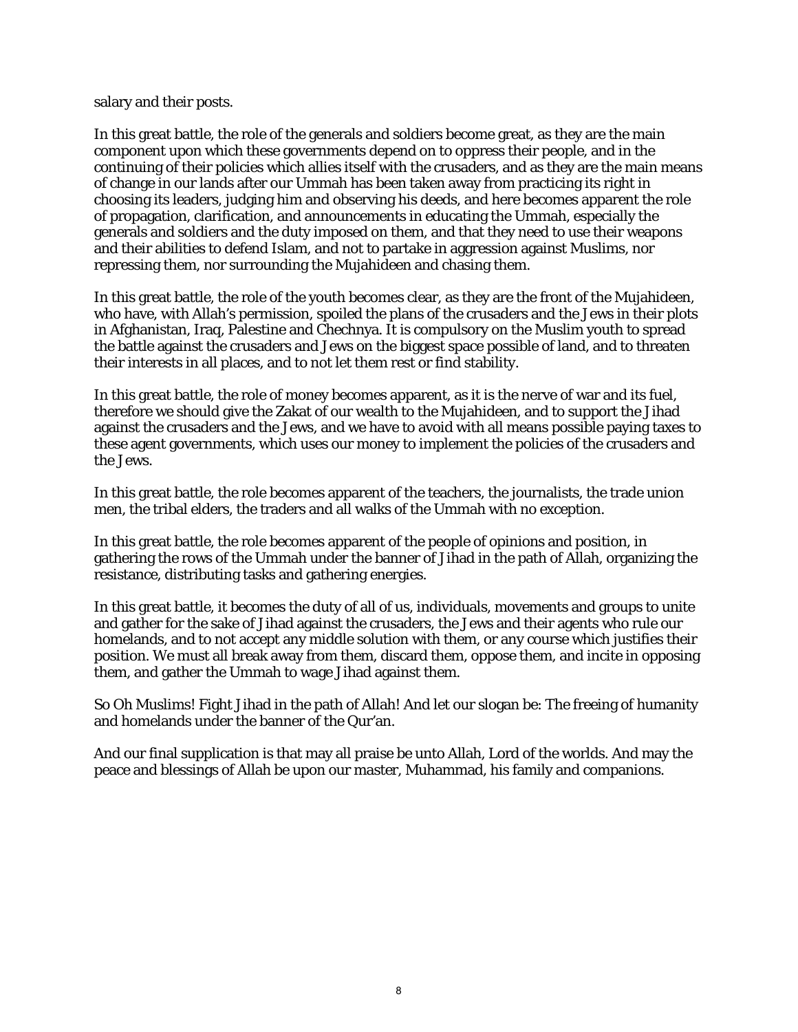salary and their posts.

In this great battle, the role of the generals and soldiers become great, as they are the main component upon which these governments depend on to oppress their people, and in the continuing of their policies which allies itself with the crusaders, and as they are the main means of change in our lands after our Ummah has been taken away from practicing its right in choosing its leaders, judging him and observing his deeds, and here becomes apparent the role of propagation, clarification, and announcements in educating the Ummah, especially the generals and soldiers and the duty imposed on them, and that they need to use their weapons and their abilities to defend Islam, and not to partake in aggression against Muslims, nor repressing them, nor surrounding the Mujahideen and chasing them.

In this great battle, the role of the youth becomes clear, as they are the front of the Mujahideen, who have, with Allah's permission, spoiled the plans of the crusaders and the Jews in their plots in Afghanistan, Iraq, Palestine and Chechnya. It is compulsory on the Muslim youth to spread the battle against the crusaders and Jews on the biggest space possible of land, and to threaten their interests in all places, and to not let them rest or find stability.

In this great battle, the role of money becomes apparent, as it is the nerve of war and its fuel, therefore we should give the Zakat of our wealth to the Mujahideen, and to support the Jihad against the crusaders and the Jews, and we have to avoid with all means possible paying taxes to these agent governments, which uses our money to implement the policies of the crusaders and the Jews.

In this great battle, the role becomes apparent of the teachers, the journalists, the trade union men, the tribal elders, the traders and all walks of the Ummah with no exception.

In this great battle, the role becomes apparent of the people of opinions and position, in gathering the rows of the Ummah under the banner of Jihad in the path of Allah, organizing the resistance, distributing tasks and gathering energies.

In this great battle, it becomes the duty of all of us, individuals, movements and groups to unite and gather for the sake of Jihad against the crusaders, the Jews and their agents who rule our homelands, and to not accept any middle solution with them, or any course which justifies their position. We must all break away from them, discard them, oppose them, and incite in opposing them, and gather the Ummah to wage Jihad against them.

So Oh Muslims! Fight Jihad in the path of Allah! And let our slogan be: The freeing of humanity and homelands under the banner of the Qur'an.

And our final supplication is that may all praise be unto Allah, Lord of the worlds. And may the peace and blessings of Allah be upon our master, Muhammad, his family and companions.